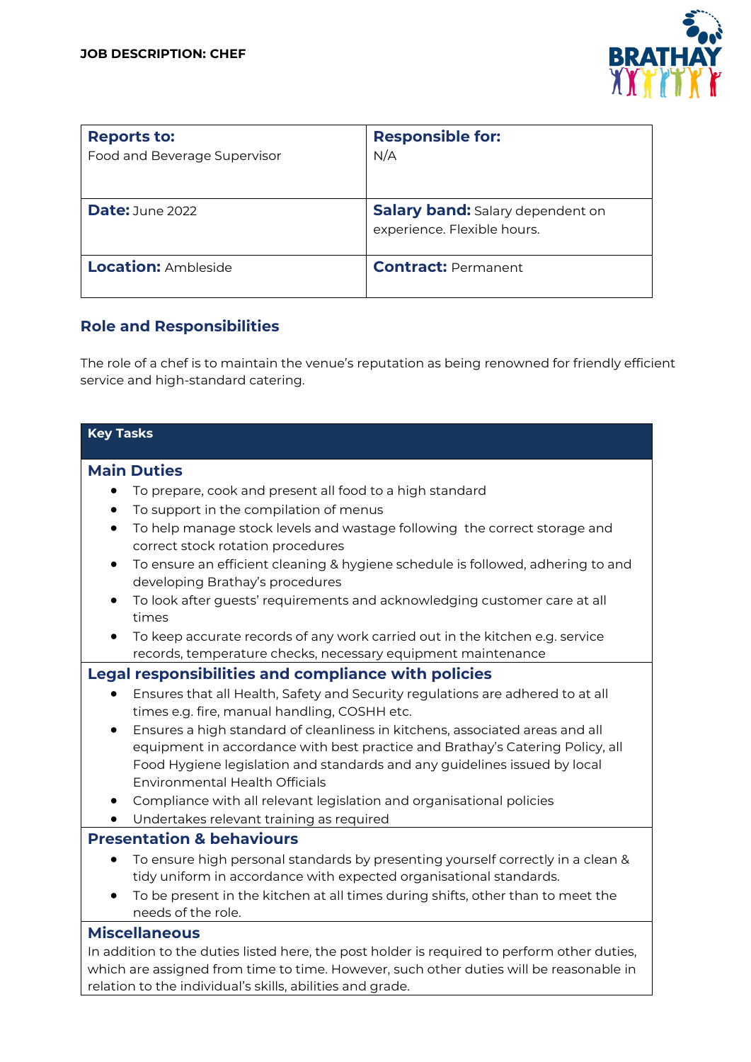**JOB DESCRIPTION: CHEF**

| **Reports to:**<br>Food and Beverage Supervisor | **Responsible for:**<br>N/A |
|---|---|
| **Date:** June 2022 | **Salary band:** Salary dependent on experience. Flexible hours. |
| **Location:** Ambleside | **Contract:** Permanent |

## Role and Responsibilities

The role of a chef is to maintain the venue's reputation as being renowned for friendly efficient service and high-standard catering.

### Key Tasks

#### Main Duties

- To prepare, cook and present all food to a high standard
- To support in the compilation of menus
- To help manage stock levels and wastage following the correct storage and correct stock rotation procedures
- To ensure an efficient cleaning & hygiene schedule is followed, adhering to and developing Brathay's procedures
- To look after guests' requirements and acknowledging customer care at all times
- To keep accurate records of any work carried out in the kitchen e.g. service records, temperature checks, necessary equipment maintenance

#### Legal responsibilities and compliance with policies

- Ensures that all Health, Safety and Security regulations are adhered to at all times e.g. fire, manual handling, COSHH etc.
- Ensures a high standard of cleanliness in kitchens, associated areas and all equipment in accordance with best practice and Brathay's Catering Policy, all Food Hygiene legislation and standards and any guidelines issued by local Environmental Health Officials
- Compliance with all relevant legislation and organisational policies
- Undertakes relevant training as required

#### Presentation & behaviours

- To ensure high personal standards by presenting yourself correctly in a clean & tidy uniform in accordance with expected organisational standards.
- To be present in the kitchen at all times during shifts, other than to meet the needs of the role.

#### Miscellaneous

In addition to the duties listed here, the post holder is required to perform other duties, which are assigned from time to time. However, such other duties will be reasonable in relation to the individual's skills, abilities and grade.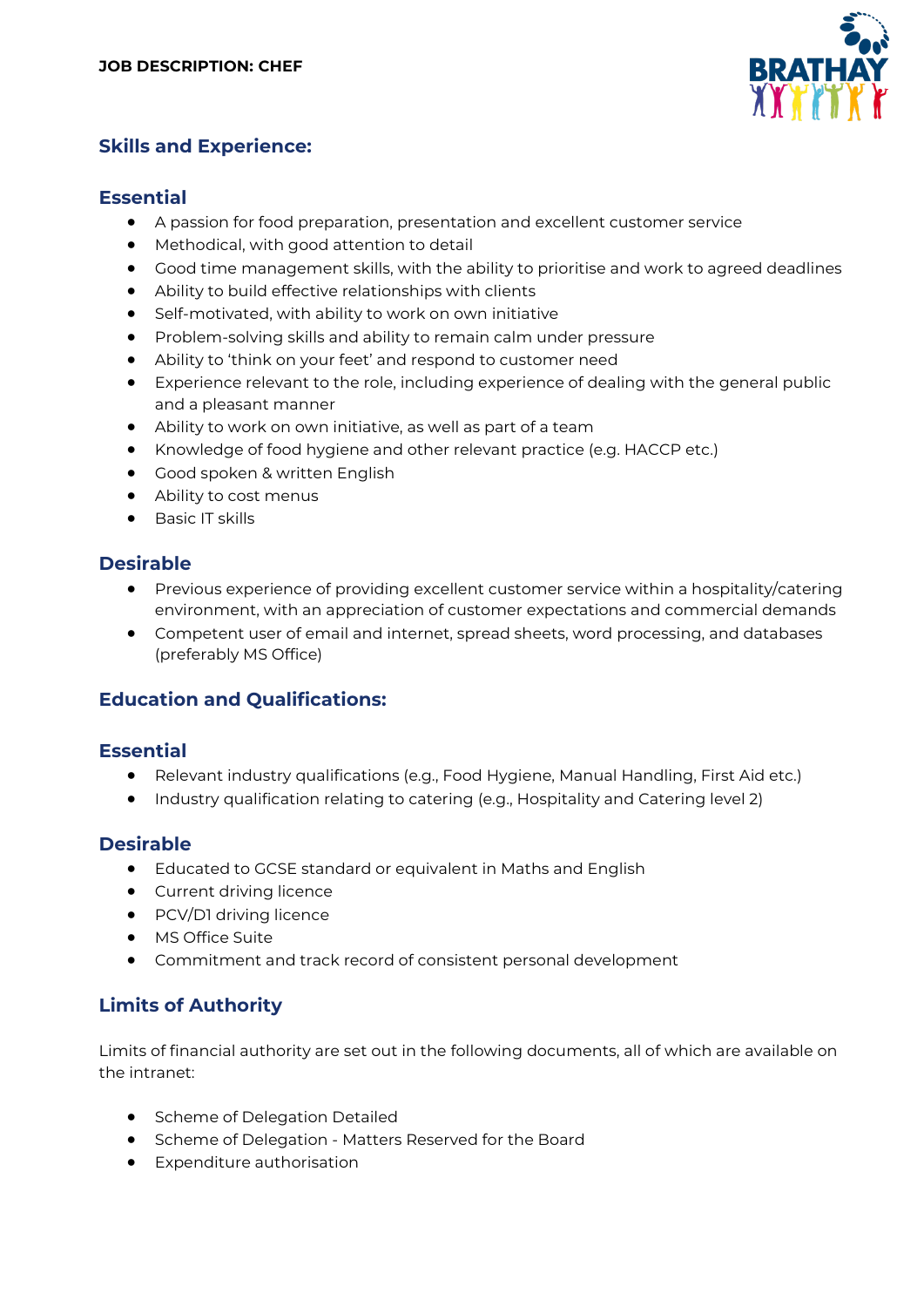## Skills and Experience:

### Essential

- A passion for food preparation, presentation and excellent customer service
- Methodical, with good attention to detail
- Good time management skills, with the ability to prioritise and work to agreed deadlines
- Ability to build effective relationships with clients
- Self-motivated, with ability to work on own initiative
- Problem-solving skills and ability to remain calm under pressure
- Ability to 'think on your feet' and respond to customer need
- Experience relevant to the role, including experience of dealing with the general public and a pleasant manner
- Ability to work on own initiative, as well as part of a team
- Knowledge of food hygiene and other relevant practice (e.g. HACCP etc.)
- Good spoken & written English
- Ability to cost menus
- Basic IT skills

### Desirable

- Previous experience of providing excellent customer service within a hospitality/catering environment, with an appreciation of customer expectations and commercial demands
- Competent user of email and internet, spread sheets, word processing, and databases (preferably MS Office)

## Education and Qualifications:

### Essential

- Relevant industry qualifications (e.g., Food Hygiene, Manual Handling, First Aid etc.)
- Industry qualification relating to catering (e.g., Hospitality and Catering level 2)

### Desirable

- Educated to GCSE standard or equivalent in Maths and English
- Current driving licence
- PCV/D1 driving licence
- MS Office Suite
- Commitment and track record of consistent personal development

## Limits of Authority

Limits of financial authority are set out in the following documents, all of which are available on the intranet:

- Scheme of Delegation Detailed
- Scheme of Delegation - Matters Reserved for the Board
- Expenditure authorisation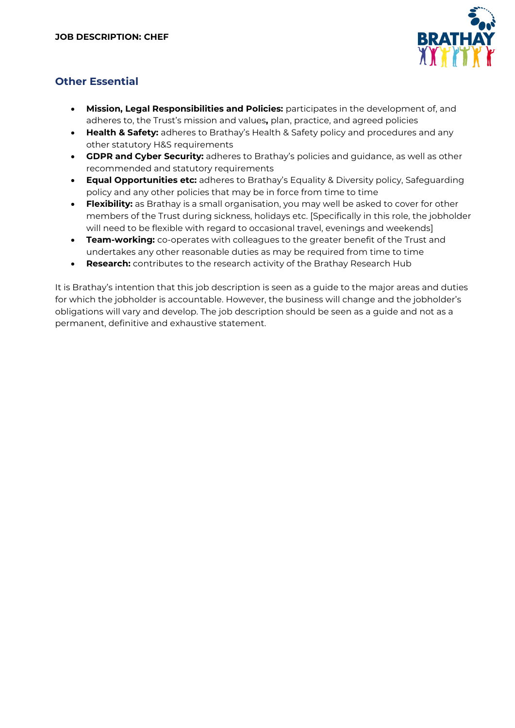## Other Essential

- **Mission, Legal Responsibilities and Policies:** participates in the development of, and adheres to, the Trust's mission and values**,** plan, practice, and agreed policies
- **Health & Safety:** adheres to Brathay's Health & Safety policy and procedures and any other statutory H&S requirements
- **GDPR and Cyber Security:** adheres to Brathay's policies and guidance, as well as other recommended and statutory requirements
- **Equal Opportunities etc:** adheres to Brathay's Equality & Diversity policy, Safeguarding policy and any other policies that may be in force from time to time
- **Flexibility:** as Brathay is a small organisation, you may well be asked to cover for other members of the Trust during sickness, holidays etc. [Specifically in this role, the jobholder will need to be flexible with regard to occasional travel, evenings and weekends]
- **Team-working:** co-operates with colleagues to the greater benefit of the Trust and undertakes any other reasonable duties as may be required from time to time
- **Research:** contributes to the research activity of the Brathay Research Hub

It is Brathay's intention that this job description is seen as a guide to the major areas and duties for which the jobholder is accountable. However, the business will change and the jobholder's obligations will vary and develop. The job description should be seen as a guide and not as a permanent, definitive and exhaustive statement.